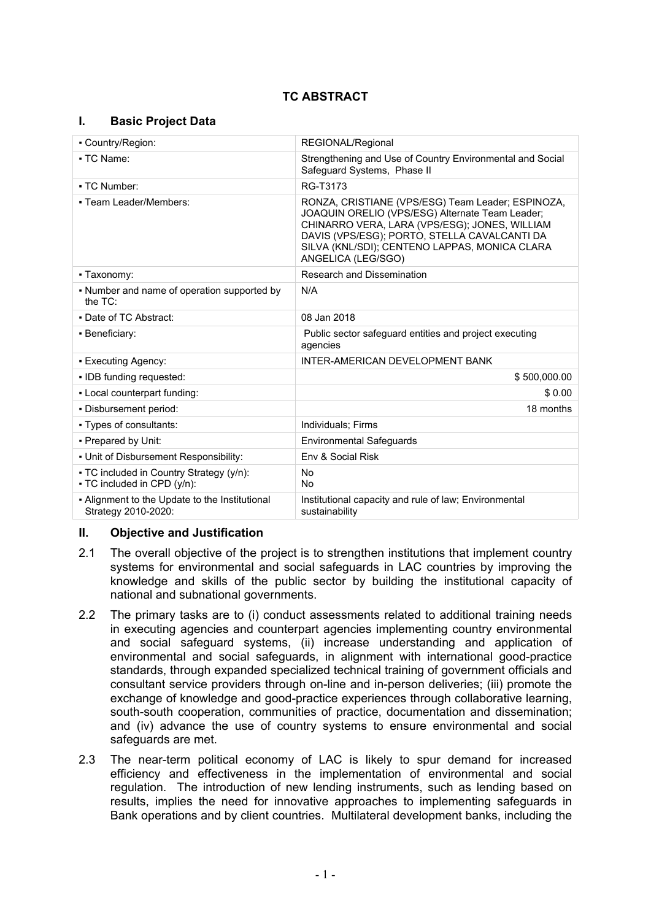# TC ABSTRACT

## I. Basic Project Data

| | |
|---|---|
| ▪ Country/Region: | REGIONAL/Regional |
| ▪ TC Name: | Strengthening and Use of Country Environmental and Social Safeguard Systems, Phase II |
| ▪ TC Number: | RG-T3173 |
| ▪ Team Leader/Members: | RONZA, CRISTIANE (VPS/ESG) Team Leader; ESPINOZA, JOAQUIN ORELIO (VPS/ESG) Alternate Team Leader; CHINARRO VERA, LARA (VPS/ESG); JONES, WILLIAM DAVIS (VPS/ESG); PORTO, STELLA CAVALCANTI DA SILVA (KNL/SDI); CENTENO LAPPAS, MONICA CLARA ANGELICA (LEG/SGO) |
| ▪ Taxonomy: | Research and Dissemination |
| ▪ Number and name of operation supported by the TC: | N/A |
| ▪ Date of TC Abstract: | 08 Jan 2018 |
| ▪ Beneficiary: | Public sector safeguard entities and project executing agencies |
| ▪ Executing Agency: | INTER-AMERICAN DEVELOPMENT BANK |
| ▪ IDB funding requested: | $ 500,000.00 |
| ▪ Local counterpart funding: | $ 0.00 |
| ▪ Disbursement period: | 18 months |
| ▪ Types of consultants: | Individuals; Firms |
| ▪ Prepared by Unit: | Environmental Safeguards |
| ▪ Unit of Disbursement Responsibility: | Env & Social Risk |
| ▪ TC included in Country Strategy (y/n):<br>▪ TC included in CPD (y/n): | No<br>No |
| ▪ Alignment to the Update to the Institutional Strategy 2010-2020: | Institutional capacity and rule of law; Environmental sustainability |

## II. Objective and Justification

2.1 The overall objective of the project is to strengthen institutions that implement country systems for environmental and social safeguards in LAC countries by improving the knowledge and skills of the public sector by building the institutional capacity of national and subnational governments.

2.2 The primary tasks are to (i) conduct assessments related to additional training needs in executing agencies and counterpart agencies implementing country environmental and social safeguard systems, (ii) increase understanding and application of environmental and social safeguards, in alignment with international good-practice standards, through expanded specialized technical training of government officials and consultant service providers through on-line and in-person deliveries; (iii) promote the exchange of knowledge and good-practice experiences through collaborative learning, south-south cooperation, communities of practice, documentation and dissemination; and (iv) advance the use of country systems to ensure environmental and social safeguards are met.

2.3 The near-term political economy of LAC is likely to spur demand for increased efficiency and effectiveness in the implementation of environmental and social regulation. The introduction of new lending instruments, such as lending based on results, implies the need for innovative approaches to implementing safeguards in Bank operations and by client countries. Multilateral development banks, including the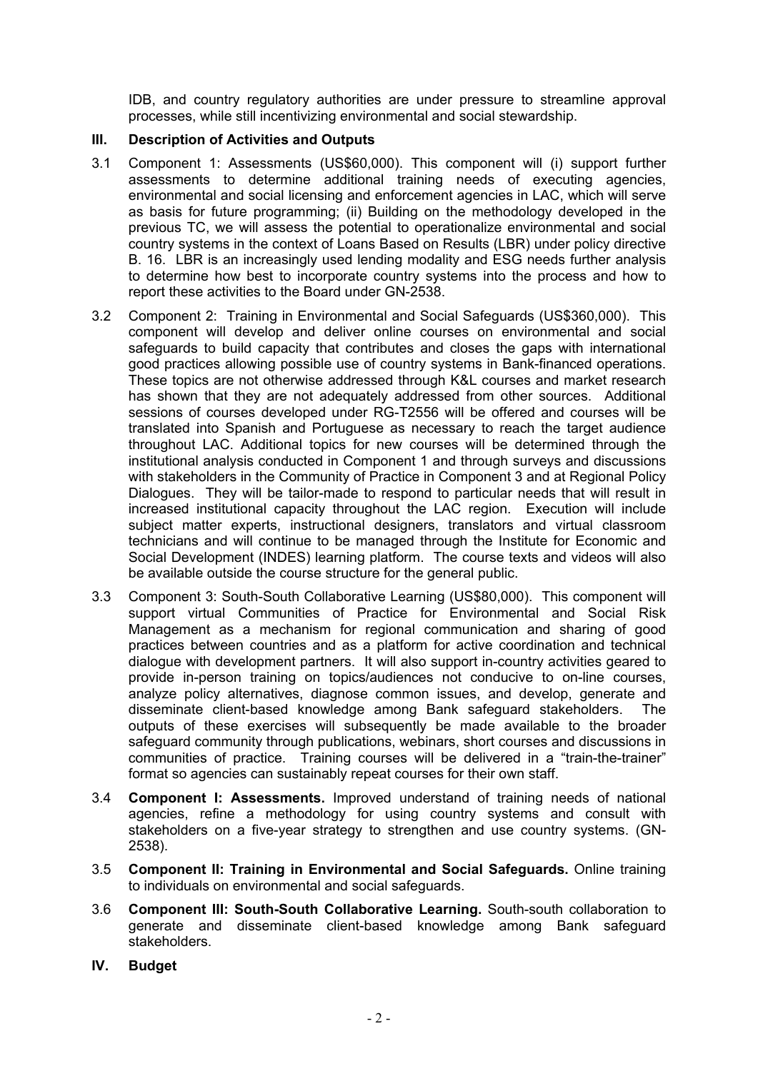IDB, and country regulatory authorities are under pressure to streamline approval processes, while still incentivizing environmental and social stewardship.

## III. Description of Activities and Outputs

3.1 Component 1: Assessments (US$60,000). This component will (i) support further assessments to determine additional training needs of executing agencies, environmental and social licensing and enforcement agencies in LAC, which will serve as basis for future programming; (ii) Building on the methodology developed in the previous TC, we will assess the potential to operationalize environmental and social country systems in the context of Loans Based on Results (LBR) under policy directive B. 16. LBR is an increasingly used lending modality and ESG needs further analysis to determine how best to incorporate country systems into the process and how to report these activities to the Board under GN-2538.

3.2 Component 2: Training in Environmental and Social Safeguards (US$360,000). This component will develop and deliver online courses on environmental and social safeguards to build capacity that contributes and closes the gaps with international good practices allowing possible use of country systems in Bank-financed operations. These topics are not otherwise addressed through K&L courses and market research has shown that they are not adequately addressed from other sources. Additional sessions of courses developed under RG-T2556 will be offered and courses will be translated into Spanish and Portuguese as necessary to reach the target audience throughout LAC. Additional topics for new courses will be determined through the institutional analysis conducted in Component 1 and through surveys and discussions with stakeholders in the Community of Practice in Component 3 and at Regional Policy Dialogues. They will be tailor-made to respond to particular needs that will result in increased institutional capacity throughout the LAC region. Execution will include subject matter experts, instructional designers, translators and virtual classroom technicians and will continue to be managed through the Institute for Economic and Social Development (INDES) learning platform. The course texts and videos will also be available outside the course structure for the general public.

3.3 Component 3: South-South Collaborative Learning (US$80,000). This component will support virtual Communities of Practice for Environmental and Social Risk Management as a mechanism for regional communication and sharing of good practices between countries and as a platform for active coordination and technical dialogue with development partners. It will also support in-country activities geared to provide in-person training on topics/audiences not conducive to on-line courses, analyze policy alternatives, diagnose common issues, and develop, generate and disseminate client-based knowledge among Bank safeguard stakeholders. The outputs of these exercises will subsequently be made available to the broader safeguard community through publications, webinars, short courses and discussions in communities of practice. Training courses will be delivered in a "train-the-trainer" format so agencies can sustainably repeat courses for their own staff.

3.4 **Component I: Assessments.** Improved understand of training needs of national agencies, refine a methodology for using country systems and consult with stakeholders on a five-year strategy to strengthen and use country systems. (GN-2538).

3.5 **Component II: Training in Environmental and Social Safeguards.** Online training to individuals on environmental and social safeguards.

3.6 **Component III: South-South Collaborative Learning.** South-south collaboration to generate and disseminate client-based knowledge among Bank safeguard stakeholders.

## IV. Budget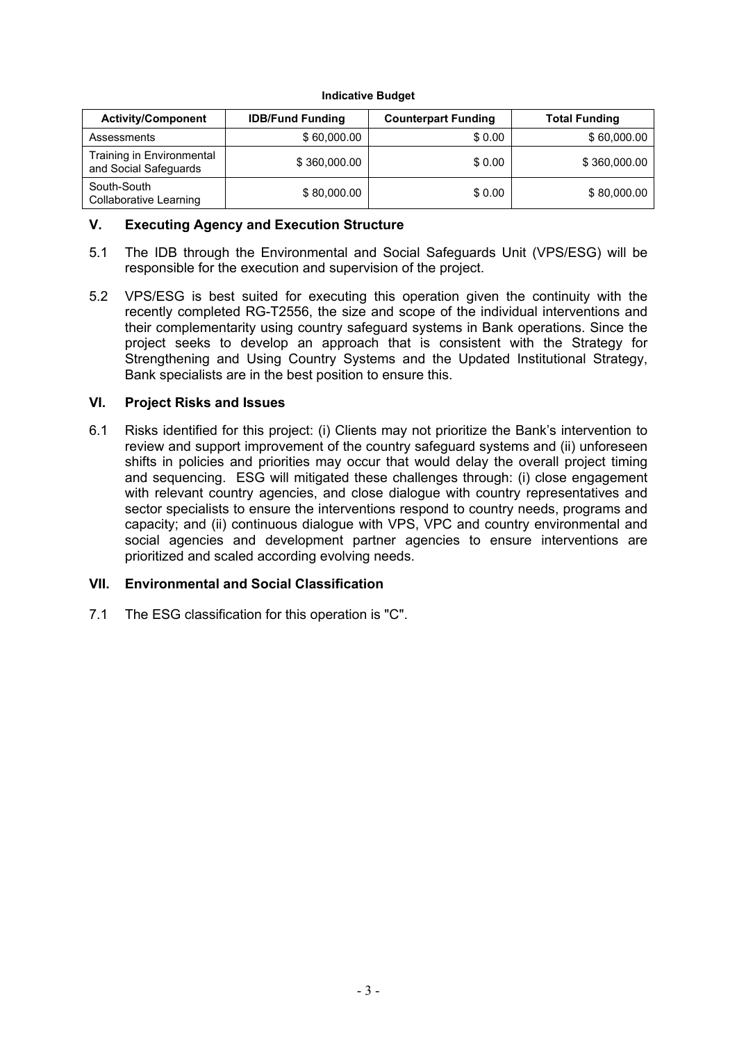**Indicative Budget**

| Activity/Component | IDB/Fund Funding | Counterpart Funding | Total Funding |
| --- | --- | --- | --- |
| Assessments | $ 60,000.00 | $ 0.00 | $ 60,000.00 |
| Training in Environmental and Social Safeguards | $ 360,000.00 | $ 0.00 | $ 360,000.00 |
| South-South Collaborative Learning | $ 80,000.00 | $ 0.00 | $ 80,000.00 |

## V. Executing Agency and Execution Structure

5.1 The IDB through the Environmental and Social Safeguards Unit (VPS/ESG) will be responsible for the execution and supervision of the project.

5.2 VPS/ESG is best suited for executing this operation given the continuity with the recently completed RG-T2556, the size and scope of the individual interventions and their complementarity using country safeguard systems in Bank operations. Since the project seeks to develop an approach that is consistent with the Strategy for Strengthening and Using Country Systems and the Updated Institutional Strategy, Bank specialists are in the best position to ensure this.

## VI. Project Risks and Issues

6.1 Risks identified for this project: (i) Clients may not prioritize the Bank's intervention to review and support improvement of the country safeguard systems and (ii) unforeseen shifts in policies and priorities may occur that would delay the overall project timing and sequencing. ESG will mitigated these challenges through: (i) close engagement with relevant country agencies, and close dialogue with country representatives and sector specialists to ensure the interventions respond to country needs, programs and capacity; and (ii) continuous dialogue with VPS, VPC and country environmental and social agencies and development partner agencies to ensure interventions are prioritized and scaled according evolving needs.

## VII. Environmental and Social Classification

7.1 The ESG classification for this operation is "C".